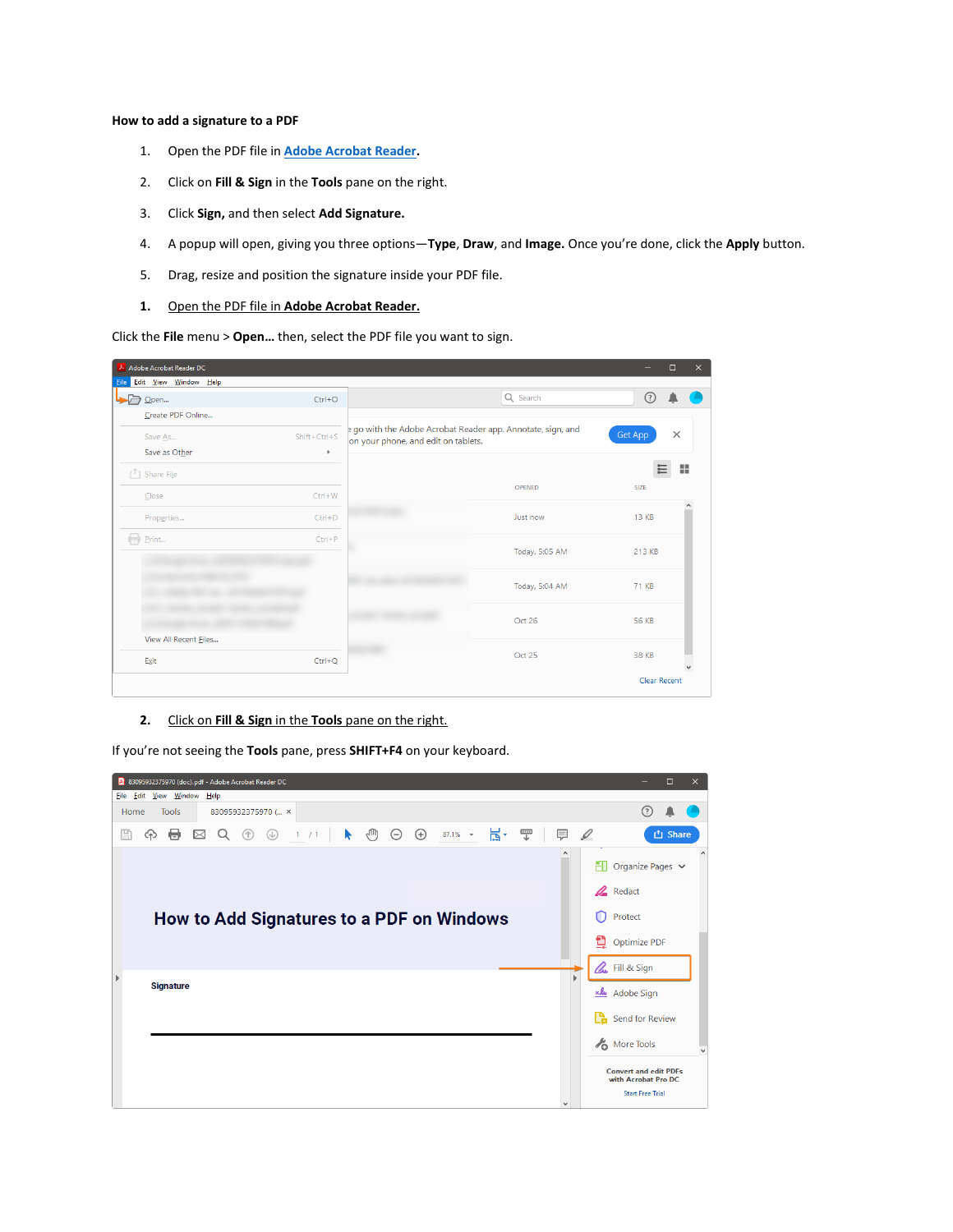**How to add a signature to a PDF**

1. Open the PDF file in [Adobe Acrobat Reader](#).
2. Click on **Fill & Sign** in the **Tools** pane on the right.
3. Click **Sign,** and then select **Add Signature.**
4. A popup will open, giving you three options—**Type**, **Draw**, and **Image.** Once you're done, click the **Apply** button.
5. Drag, resize and position the signature inside your PDF file.

**1.** Open the PDF file in **Adobe Acrobat Reader.**

Click the **File** menu > **Open…** then, select the PDF file you want to sign.

**2.** Click on **Fill & Sign** in the **Tools** pane on the right.

If you're not seeing the **Tools** pane, press **SHIFT+F4** on your keyboard.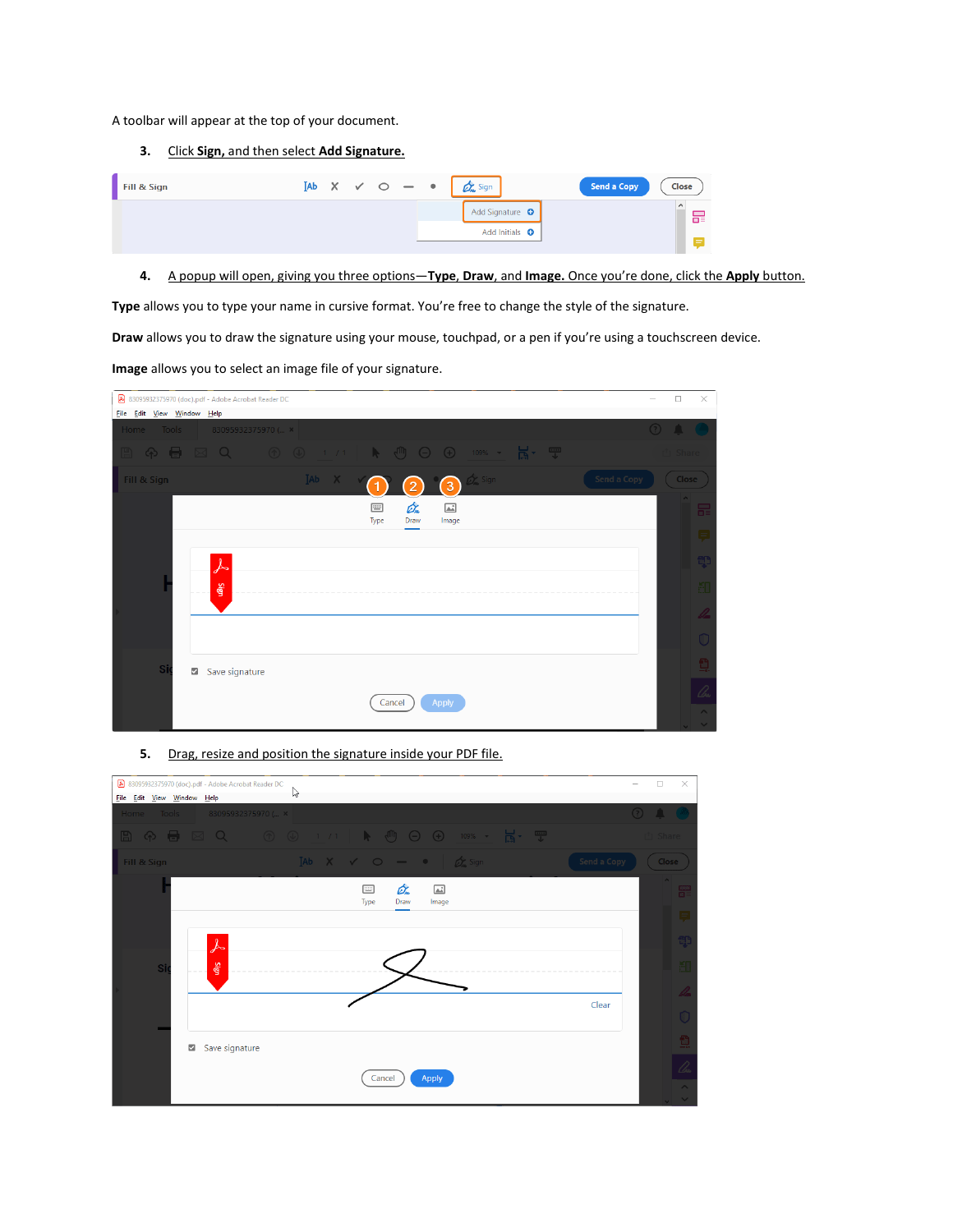A toolbar will appear at the top of your document.

3. Click **Sign,** and then select **Add Signature.**

4. A popup will open, giving you three options—**Type, Draw**, and **Image.** Once you're done, click the **Apply** button.

**Type** allows you to type your name in cursive format. You're free to change the style of the signature.

**Draw** allows you to draw the signature using your mouse, touchpad, or a pen if you're using a touchscreen device.

**Image** allows you to select an image file of your signature.

5. Drag, resize and position the signature inside your PDF file.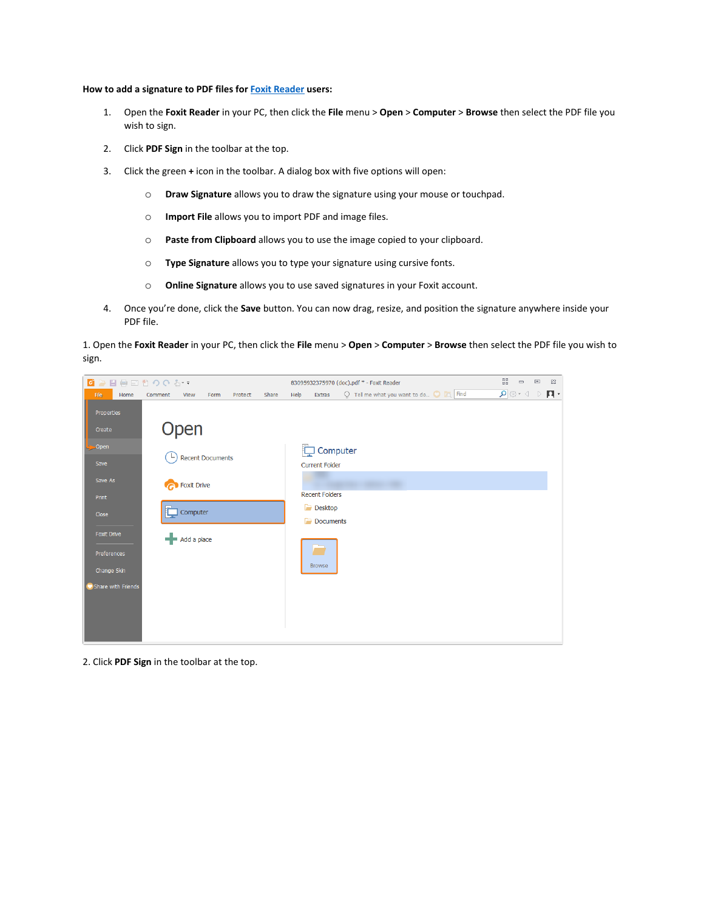**How to add a signature to PDF files for Foxit Reader users:**

1. Open the **Foxit Reader** in your PC, then click the **File** menu > **Open** > **Computer** > **Browse** then select the PDF file you wish to sign.

2. Click **PDF Sign** in the toolbar at the top.

3. Click the green **+** icon in the toolbar. A dialog box with five options will open:

   - **Draw Signature** allows you to draw the signature using your mouse or touchpad.

   - **Import File** allows you to import PDF and image files.

   - **Paste from Clipboard** allows you to use the image copied to your clipboard.

   - **Type Signature** allows you to type your signature using cursive fonts.

   - **Online Signature** allows you to use saved signatures in your Foxit account.

4. Once you're done, click the **Save** button. You can now drag, resize, and position the signature anywhere inside your PDF file.

1. Open the **Foxit Reader** in your PC, then click the **File** menu > **Open** > **Computer** > **Browse** then select the PDF file you wish to sign.

2. Click **PDF Sign** in the toolbar at the top.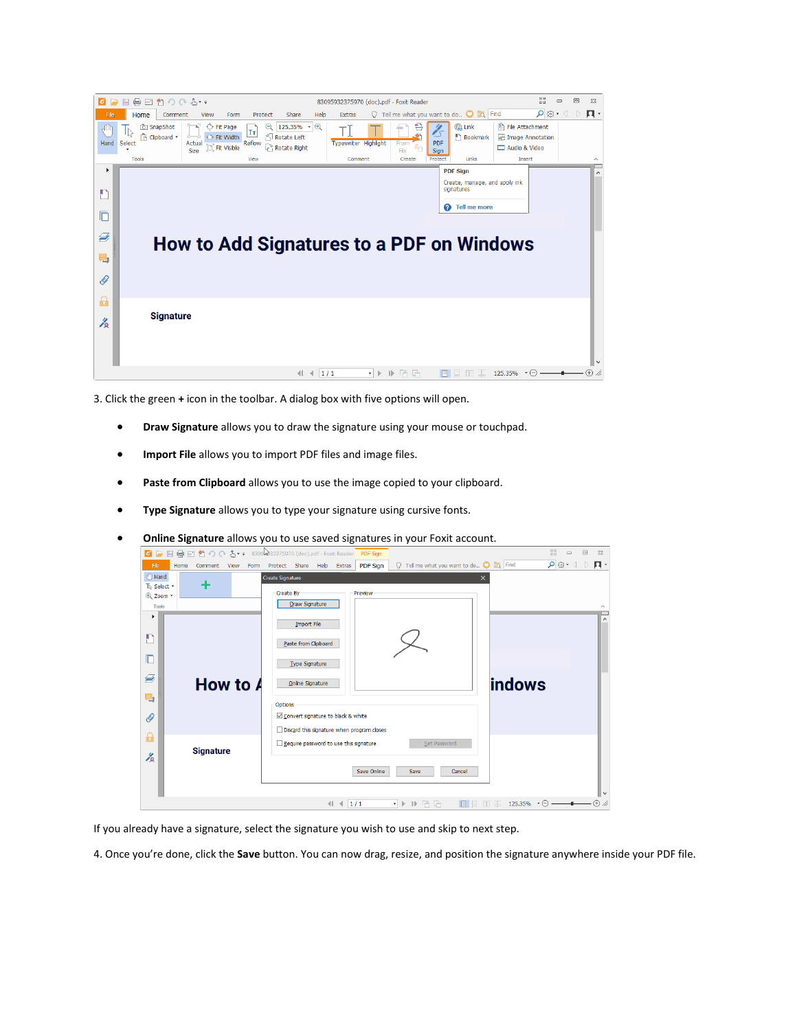3. Click the green **+** icon in the toolbar. A dialog box with five options will open.

- **Draw Signature** allows you to draw the signature using your mouse or touchpad.
- **Import File** allows you to import PDF files and image files.
- **Paste from Clipboard** allows you to use the image copied to your clipboard.
- **Type Signature** allows you to type your signature using cursive fonts.
- **Online Signature** allows you to use saved signatures in your Foxit account.

If you already have a signature, select the signature you wish to use and skip to next step.

4. Once you're done, click the **Save** button. You can now drag, resize, and position the signature anywhere inside your PDF file.